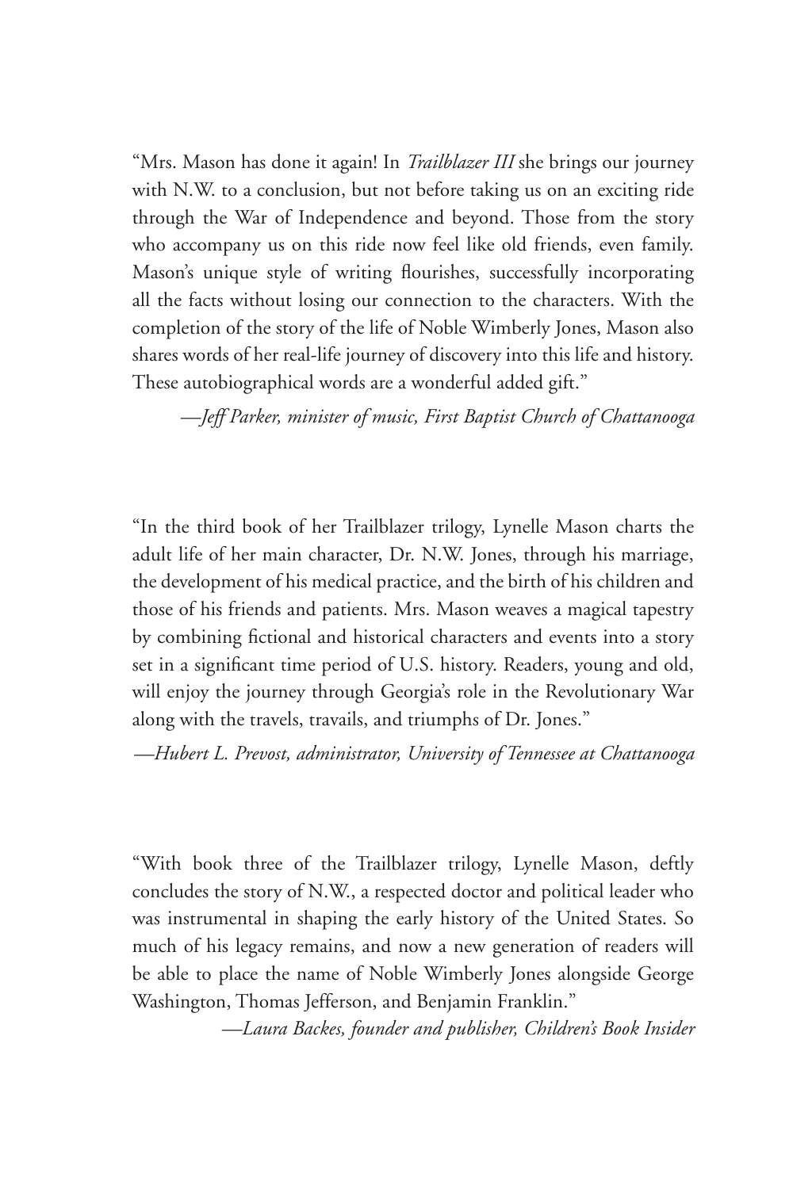"Mrs. Mason has done it again! In *Trailblazer III* she brings our journey with N.W. to a conclusion, but not before taking us on an exciting ride through the War of Independence and beyond. Those from the story who accompany us on this ride now feel like old friends, even family. Mason's unique style of writing flourishes, successfully incorporating all the facts without losing our connection to the characters. With the completion of the story of the life of Noble Wimberly Jones, Mason also shares words of her real-life journey of discovery into this life and history. These autobiographical words are a wonderful added gift."

*—Jeff Parker, minister of music, First Baptist Church of Chattanooga*

"In the third book of her Trailblazer trilogy, Lynelle Mason charts the adult life of her main character, Dr. N.W. Jones, through his marriage, the development of his medical practice, and the birth of his children and those of his friends and patients. Mrs. Mason weaves a magical tapestry by combining fictional and historical characters and events into a story set in a significant time period of U.S. history. Readers, young and old, will enjoy the journey through Georgia's role in the Revolutionary War along with the travels, travails, and triumphs of Dr. Jones."

*—Hubert L. Prevost, administrator, University of Tennessee at Chattanooga*

"With book three of the Trailblazer trilogy, Lynelle Mason, deftly concludes the story of N.W., a respected doctor and political leader who was instrumental in shaping the early history of the United States. So much of his legacy remains, and now a new generation of readers will be able to place the name of Noble Wimberly Jones alongside George Washington, Thomas Jefferson, and Benjamin Franklin."

*—Laura Backes, founder and publisher, Children's Book Insider*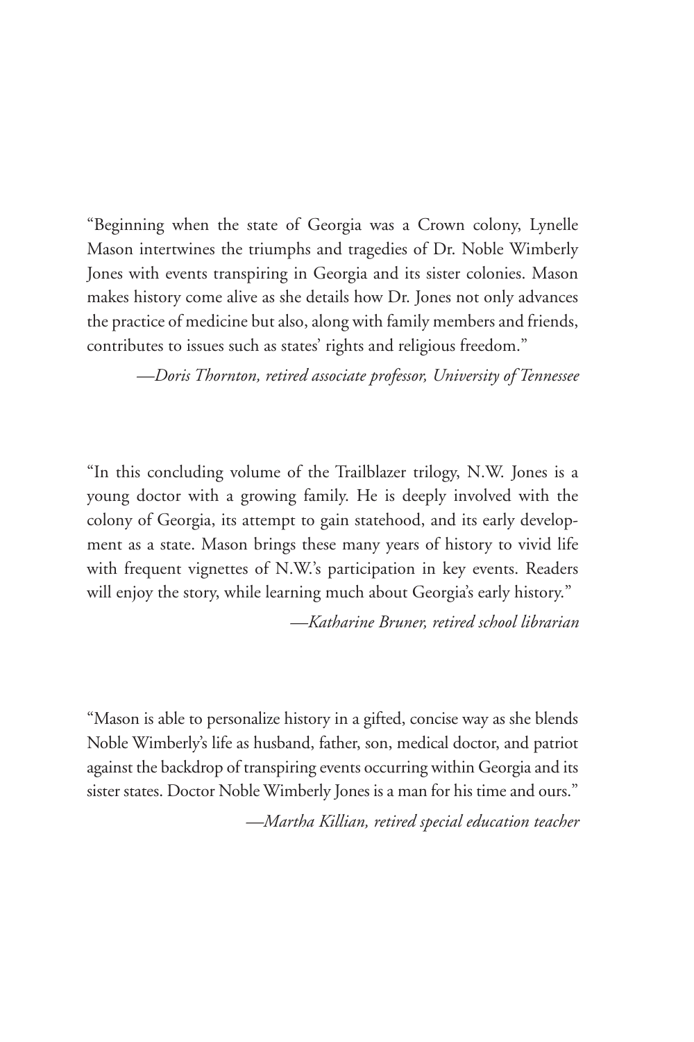"Beginning when the state of Georgia was a Crown colony, Lynelle Mason intertwines the triumphs and tragedies of Dr. Noble Wimberly Jones with events transpiring in Georgia and its sister colonies. Mason makes history come alive as she details how Dr. Jones not only advances the practice of medicine but also, along with family members and friends, contributes to issues such as states' rights and religious freedom."

*—Doris Thornton, retired associate professor, University of Tennessee*

"In this concluding volume of the Trailblazer trilogy, N.W. Jones is a young doctor with a growing family. He is deeply involved with the colony of Georgia, its attempt to gain statehood, and its early development as a state. Mason brings these many years of history to vivid life with frequent vignettes of N.W.'s participation in key events. Readers will enjoy the story, while learning much about Georgia's early history."

*—Katharine Bruner, retired school librarian*

"Mason is able to personalize history in a gifted, concise way as she blends Noble Wimberly's life as husband, father, son, medical doctor, and patriot against the backdrop of transpiring events occurring within Georgia and its sister states. Doctor Noble Wimberly Jones is a man for his time and ours."

*—Martha Killian, retired special education teacher*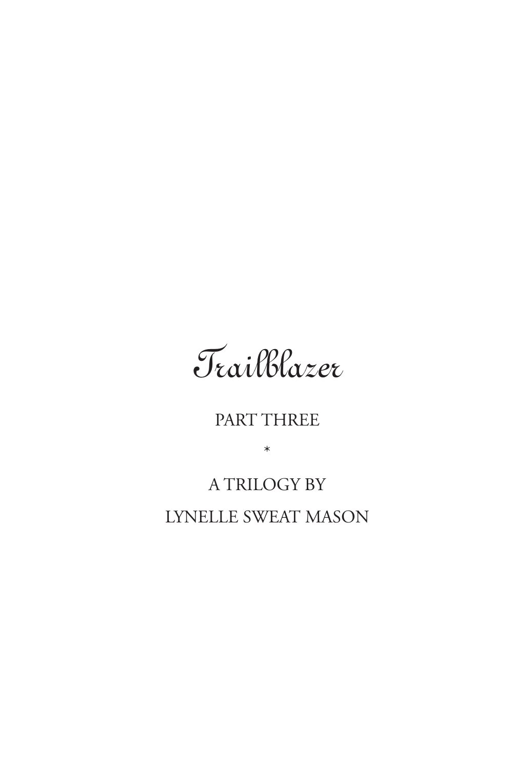# *Trailblazer*

PART THREE

*

A TRILOGY BY

LYNELLE SWEAT MASON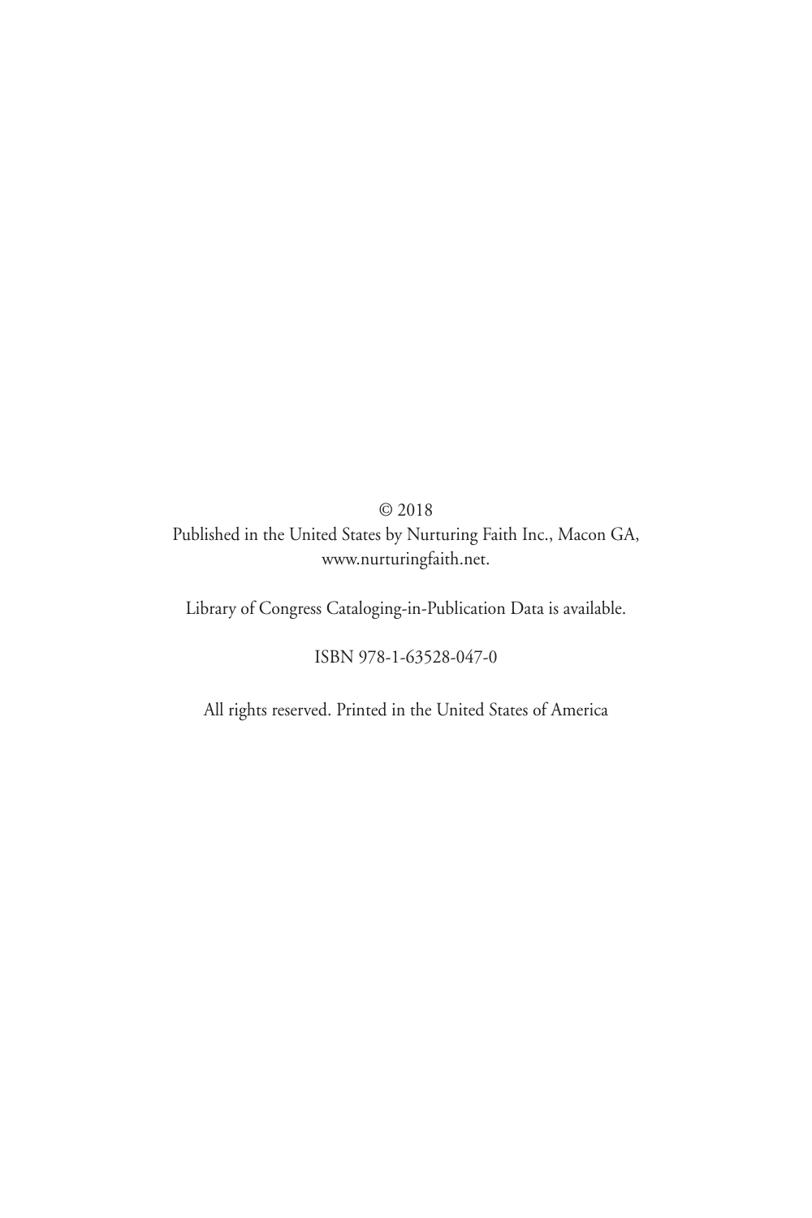© 2018
Published in the United States by Nurturing Faith Inc., Macon GA,
www.nurturingfaith.net.

Library of Congress Cataloging-in-Publication Data is available.

ISBN 978-1-63528-047-0

All rights reserved. Printed in the United States of America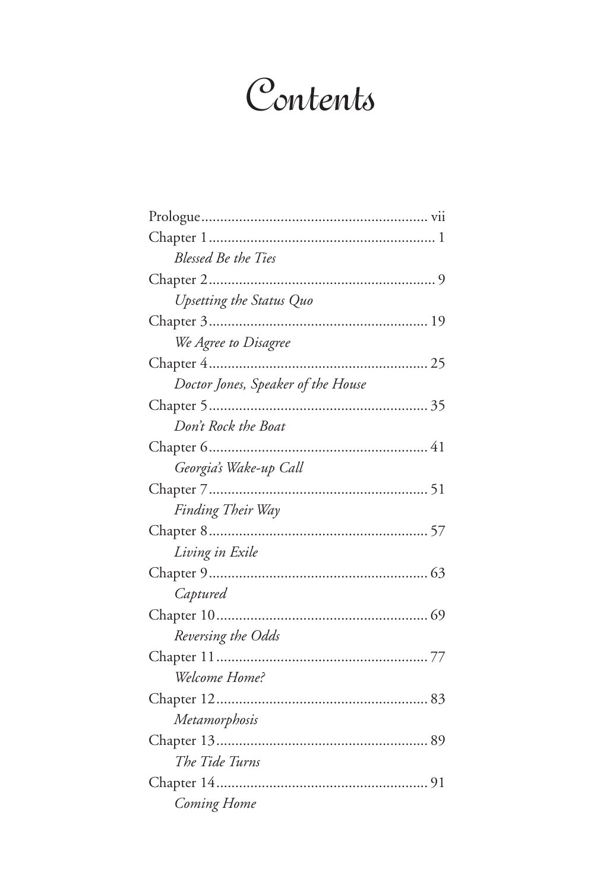# Contents

Prologue ... vii

Chapter 1 ... 1
*Blessed Be the Ties*

Chapter 2 ... 9
*Upsetting the Status Quo*

Chapter 3 ... 19
*We Agree to Disagree*

Chapter 4 ... 25
*Doctor Jones, Speaker of the House*

Chapter 5 ... 35
*Don't Rock the Boat*

Chapter 6 ... 41
*Georgia's Wake-up Call*

Chapter 7 ... 51
*Finding Their Way*

Chapter 8 ... 57
*Living in Exile*

Chapter 9 ... 63
*Captured*

Chapter 10 ... 69
*Reversing the Odds*

Chapter 11 ... 77
*Welcome Home?*

Chapter 12 ... 83
*Metamorphosis*

Chapter 13 ... 89
*The Tide Turns*

Chapter 14 ... 91
*Coming Home*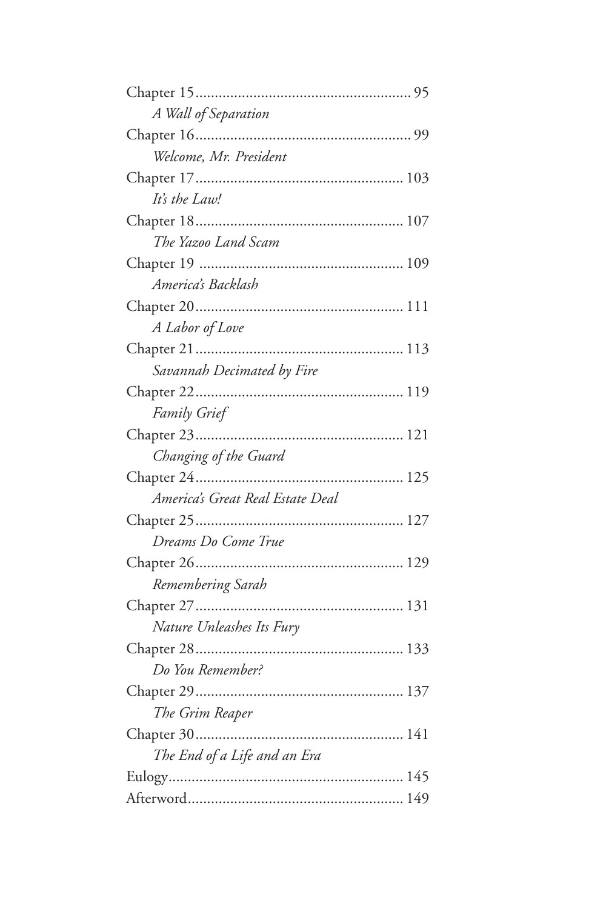Chapter 15 ........................................................ 95
*A Wall of Separation*

Chapter 16 ........................................................ 99
*Welcome, Mr. President*

Chapter 17 ........................................................ 103
*It's the Law!*

Chapter 18 ........................................................ 107
*The Yazoo Land Scam*

Chapter 19 ........................................................ 109
*America's Backlash*

Chapter 20 ........................................................ 111
*A Labor of Love*

Chapter 21 ........................................................ 113
*Savannah Decimated by Fire*

Chapter 22 ........................................................ 119
*Family Grief*

Chapter 23 ........................................................ 121
*Changing of the Guard*

Chapter 24 ........................................................ 125
*America's Great Real Estate Deal*

Chapter 25 ........................................................ 127
*Dreams Do Come True*

Chapter 26 ........................................................ 129
*Remembering Sarah*

Chapter 27 ........................................................ 131
*Nature Unleashes Its Fury*

Chapter 28 ........................................................ 133
*Do You Remember?*

Chapter 29 ........................................................ 137
*The Grim Reaper*

Chapter 30 ........................................................ 141
*The End of a Life and an Era*

Eulogy ........................................................ 145

Afterword ........................................................ 149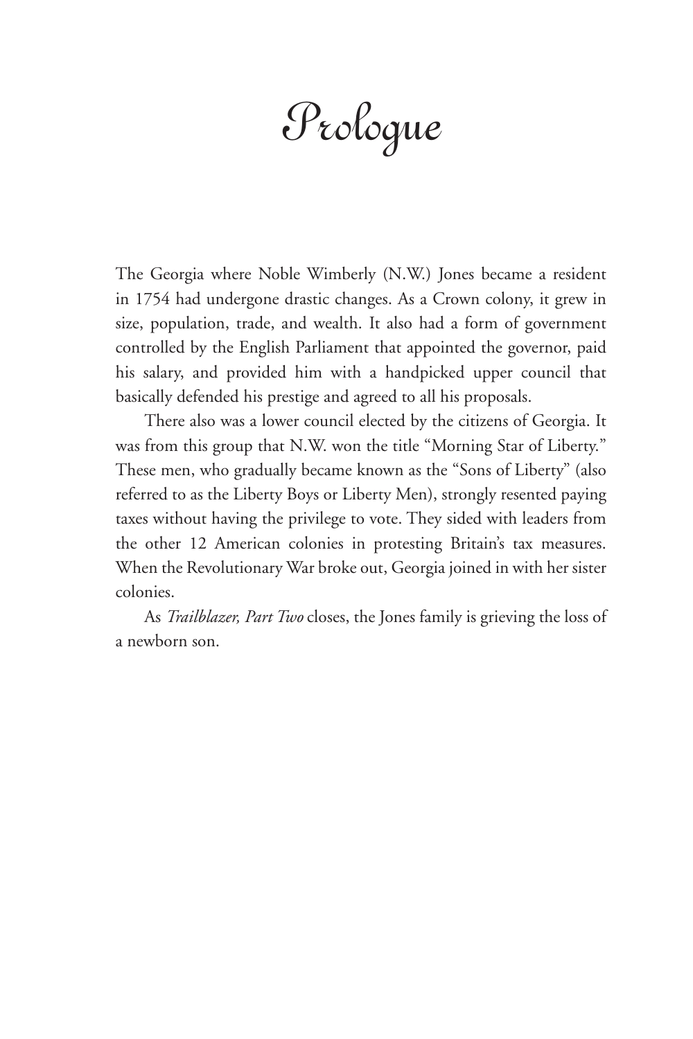# Prologue

The Georgia where Noble Wimberly (N.W.) Jones became a resident in 1754 had undergone drastic changes. As a Crown colony, it grew in size, population, trade, and wealth. It also had a form of government controlled by the English Parliament that appointed the governor, paid his salary, and provided him with a handpicked upper council that basically defended his prestige and agreed to all his proposals.

There also was a lower council elected by the citizens of Georgia. It was from this group that N.W. won the title "Morning Star of Liberty." These men, who gradually became known as the "Sons of Liberty" (also referred to as the Liberty Boys or Liberty Men), strongly resented paying taxes without having the privilege to vote. They sided with leaders from the other 12 American colonies in protesting Britain's tax measures. When the Revolutionary War broke out, Georgia joined in with her sister colonies.

As *Trailblazer, Part Two* closes, the Jones family is grieving the loss of a newborn son.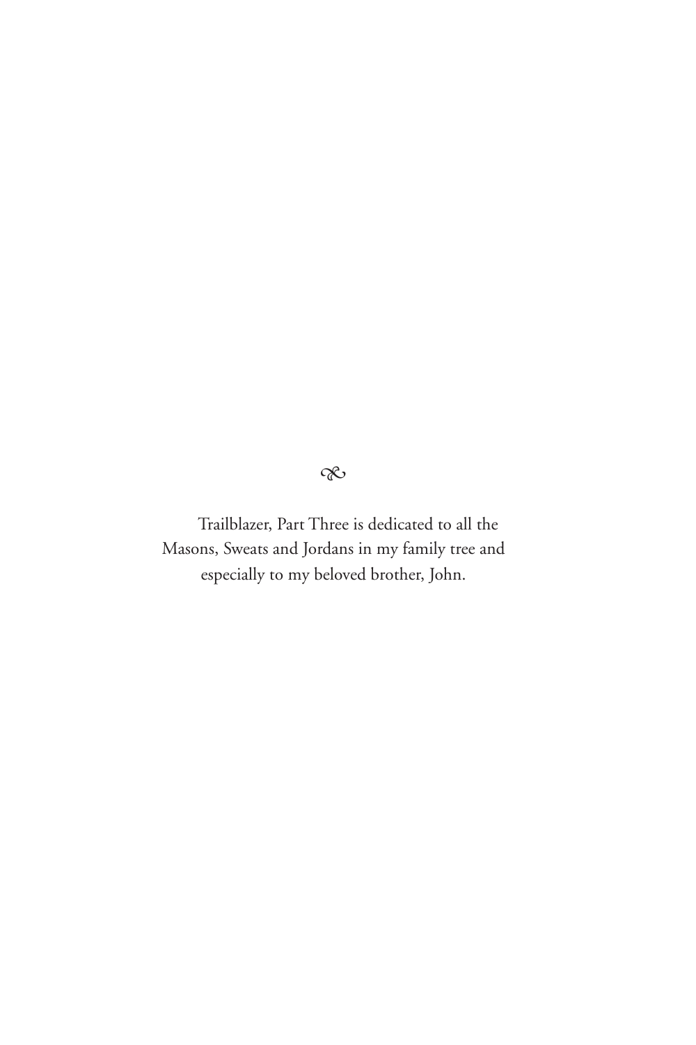Trailblazer, Part Three is dedicated to all the Masons, Sweats and Jordans in my family tree and especially to my beloved brother, John.